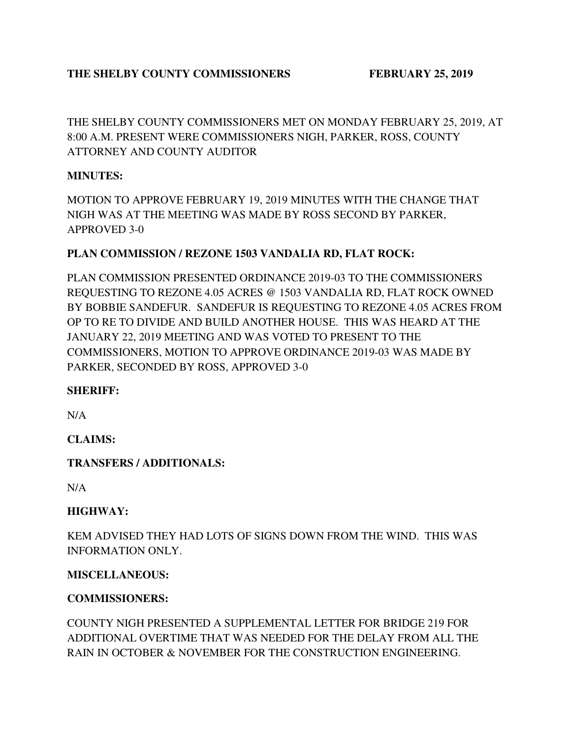**THE SHELBY COUNTY COMMISSIONERS FEBRUARY 25, 2019**

THE SHELBY COUNTY COMMISSIONERS MET ON MONDAY FEBRUARY 25, 2019, AT 8:00 A.M. PRESENT WERE COMMISSIONERS NIGH, PARKER, ROSS, COUNTY ATTORNEY AND COUNTY AUDITOR

**MINUTES:**

MOTION TO APPROVE FEBRUARY 19, 2019 MINUTES WITH THE CHANGE THAT NIGH WAS AT THE MEETING WAS MADE BY ROSS SECOND BY PARKER, APPROVED 3-0

**PLAN COMMISSION / REZONE 1503 VANDALIA RD, FLAT ROCK:**

PLAN COMMISSION PRESENTED ORDINANCE 2019-03 TO THE COMMISSIONERS REQUESTING TO REZONE 4.05 ACRES @ 1503 VANDALIA RD, FLAT ROCK OWNED BY BOBBIE SANDEFUR. SANDEFUR IS REQUESTING TO REZONE 4.05 ACRES FROM OP TO RE TO DIVIDE AND BUILD ANOTHER HOUSE. THIS WAS HEARD AT THE JANUARY 22, 2019 MEETING AND WAS VOTED TO PRESENT TO THE COMMISSIONERS, MOTION TO APPROVE ORDINANCE 2019-03 WAS MADE BY PARKER, SECONDED BY ROSS, APPROVED 3-0

**SHERIFF:**

N/A

**CLAIMS:**

**TRANSFERS / ADDITIONALS:**

N/A

**HIGHWAY:**

KEM ADVISED THEY HAD LOTS OF SIGNS DOWN FROM THE WIND. THIS WAS INFORMATION ONLY.

**MISCELLANEOUS:**

**COMMISSIONERS:**

COUNTY NIGH PRESENTED A SUPPLEMENTAL LETTER FOR BRIDGE 219 FOR ADDITIONAL OVERTIME THAT WAS NEEDED FOR THE DELAY FROM ALL THE RAIN IN OCTOBER & NOVEMBER FOR THE CONSTRUCTION ENGINEERING.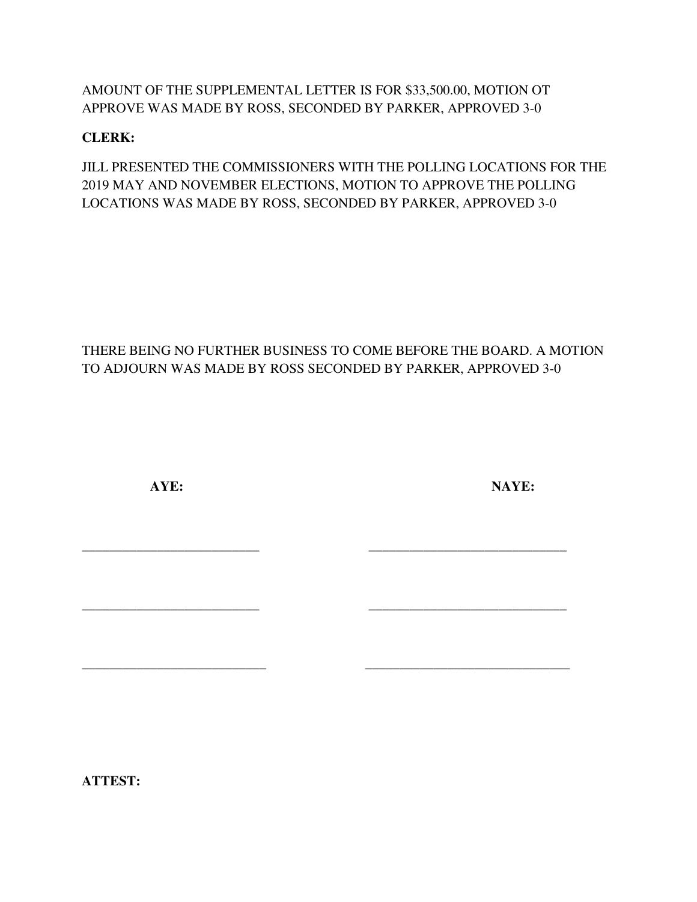AMOUNT OF THE SUPPLEMENTAL LETTER IS FOR $33,500.00, MOTION OT APPROVE WAS MADE BY ROSS, SECONDED BY PARKER, APPROVED 3-0

**CLERK:**

JILL PRESENTED THE COMMISSIONERS WITH THE POLLING LOCATIONS FOR THE 2019 MAY AND NOVEMBER ELECTIONS, MOTION TO APPROVE THE POLLING LOCATIONS WAS MADE BY ROSS, SECONDED BY PARKER, APPROVED 3-0

THERE BEING NO FURTHER BUSINESS TO COME BEFORE THE BOARD. A MOTION TO ADJOURN WAS MADE BY ROSS SECONDED BY PARKER, APPROVED 3-0

| **AYE:** | **NAYE:** |
| --- | --- |
| ___________________________ | ______________________________ |
| ___________________________ | ______________________________ |
| ____________________________ | _______________________________ |

**ATTEST:**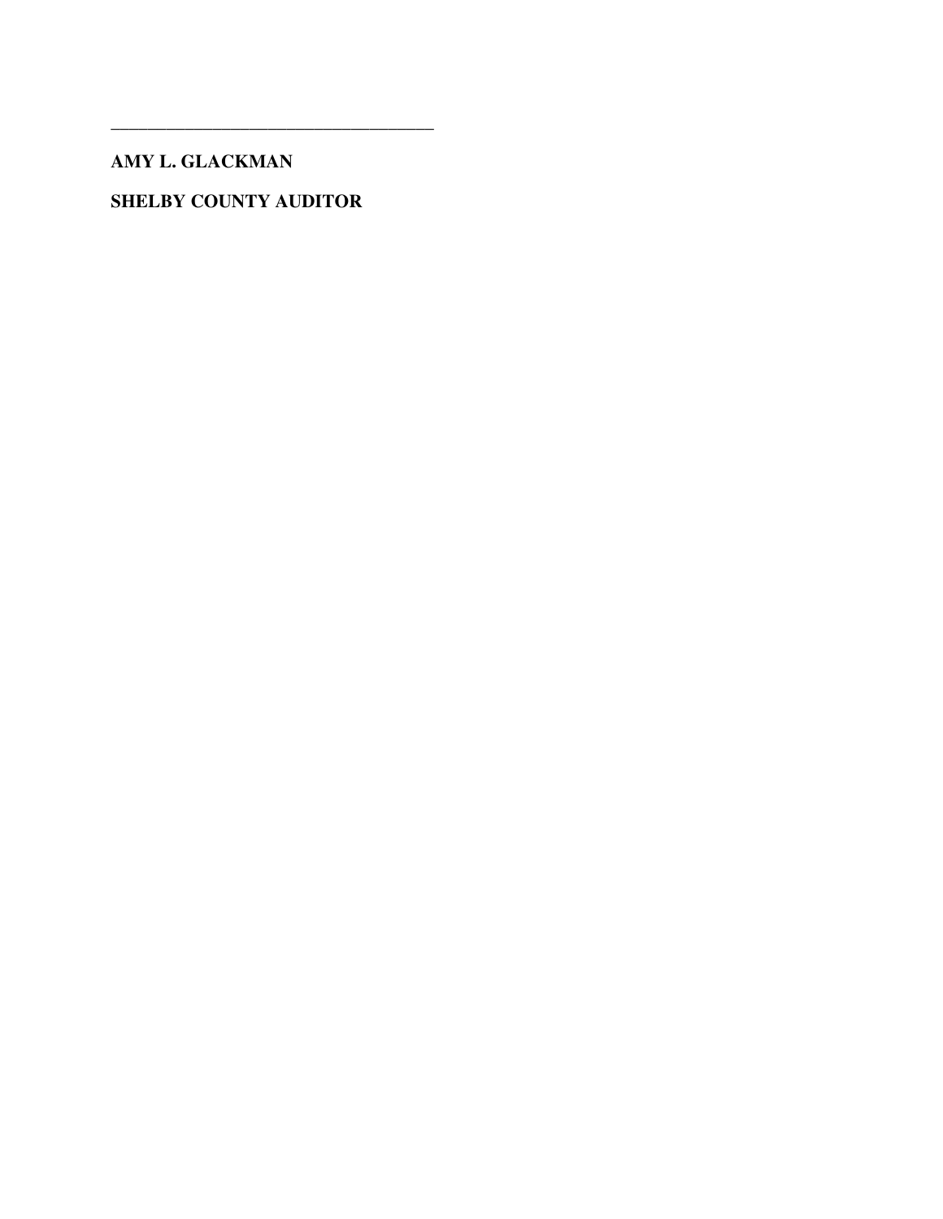\_\_\_\_\_\_\_\_\_\_\_\_\_\_\_\_\_\_\_\_\_\_\_\_\_\_\_\_\_\_\_\_\_\_\_\_

**AMY L. GLACKMAN**

**SHELBY COUNTY AUDITOR**